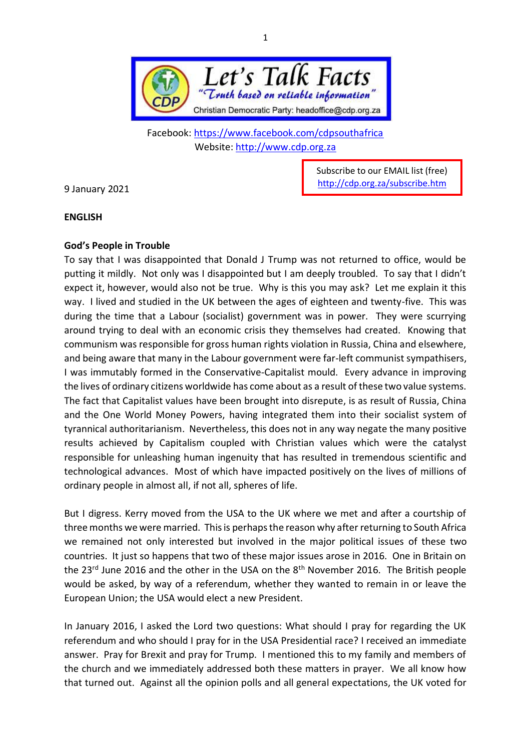**Let's Talk Facts**

*"Truth based on reliable information"*

Christian Democratic Party: headoffice@cdp.org.za

Facebook: https://www.facebook.com/cdpsouthafrica
Website: http://www.cdp.org.za

Subscribe to our EMAIL list (free)
http://cdp.org.za/subscribe.htm

9 January 2021

**ENGLISH**

**God's People in Trouble**

To say that I was disappointed that Donald J Trump was not returned to office, would be putting it mildly. Not only was I disappointed but I am deeply troubled. To say that I didn't expect it, however, would also not be true. Why is this you may ask? Let me explain it this way. I lived and studied in the UK between the ages of eighteen and twenty-five. This was during the time that a Labour (socialist) government was in power. They were scurrying around trying to deal with an economic crisis they themselves had created. Knowing that communism was responsible for gross human rights violation in Russia, China and elsewhere, and being aware that many in the Labour government were far-left communist sympathisers, I was immutably formed in the Conservative-Capitalist mould. Every advance in improving the lives of ordinary citizens worldwide has come about as a result of these two value systems. The fact that Capitalist values have been brought into disrepute, is as result of Russia, China and the One World Money Powers, having integrated them into their socialist system of tyrannical authoritarianism. Nevertheless, this does not in any way negate the many positive results achieved by Capitalism coupled with Christian values which were the catalyst responsible for unleashing human ingenuity that has resulted in tremendous scientific and technological advances. Most of which have impacted positively on the lives of millions of ordinary people in almost all, if not all, spheres of life.

But I digress. Kerry moved from the USA to the UK where we met and after a courtship of three months we were married. This is perhaps the reason why after returning to South Africa we remained not only interested but involved in the major political issues of these two countries. It just so happens that two of these major issues arose in 2016. One in Britain on the 23rd June 2016 and the other in the USA on the 8th November 2016. The British people would be asked, by way of a referendum, whether they wanted to remain in or leave the European Union; the USA would elect a new President.

In January 2016, I asked the Lord two questions: What should I pray for regarding the UK referendum and who should I pray for in the USA Presidential race? I received an immediate answer. Pray for Brexit and pray for Trump. I mentioned this to my family and members of the church and we immediately addressed both these matters in prayer. We all know how that turned out. Against all the opinion polls and all general expectations, the UK voted for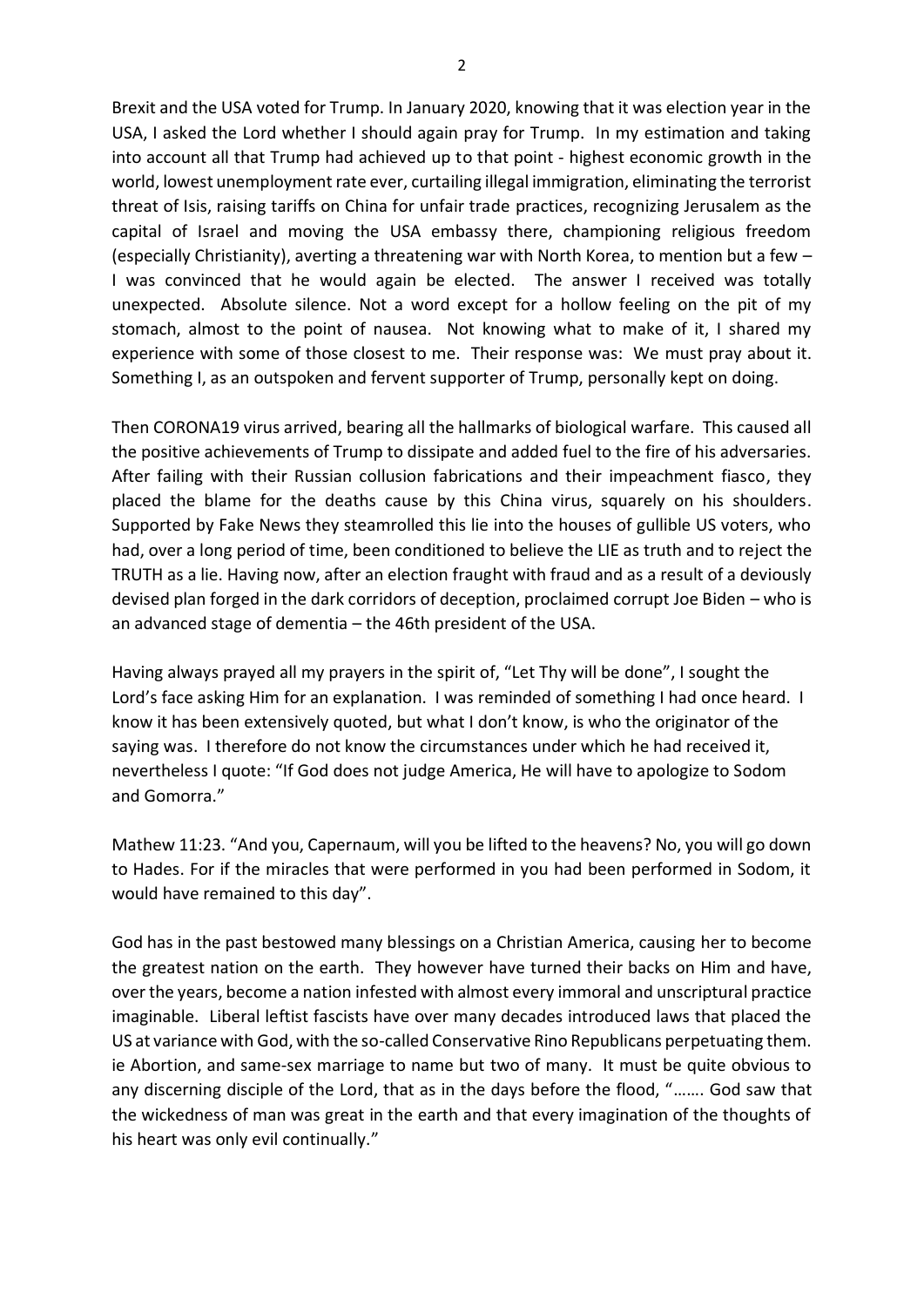Brexit and the USA voted for Trump. In January 2020, knowing that it was election year in the USA, I asked the Lord whether I should again pray for Trump. In my estimation and taking into account all that Trump had achieved up to that point - highest economic growth in the world, lowest unemployment rate ever, curtailing illegal immigration, eliminating the terrorist threat of Isis, raising tariffs on China for unfair trade practices, recognizing Jerusalem as the capital of Israel and moving the USA embassy there, championing religious freedom (especially Christianity), averting a threatening war with North Korea, to mention but a few – I was convinced that he would again be elected. The answer I received was totally unexpected. Absolute silence. Not a word except for a hollow feeling on the pit of my stomach, almost to the point of nausea. Not knowing what to make of it, I shared my experience with some of those closest to me. Their response was: We must pray about it. Something I, as an outspoken and fervent supporter of Trump, personally kept on doing.

Then CORONA19 virus arrived, bearing all the hallmarks of biological warfare. This caused all the positive achievements of Trump to dissipate and added fuel to the fire of his adversaries. After failing with their Russian collusion fabrications and their impeachment fiasco, they placed the blame for the deaths cause by this China virus, squarely on his shoulders. Supported by Fake News they steamrolled this lie into the houses of gullible US voters, who had, over a long period of time, been conditioned to believe the LIE as truth and to reject the TRUTH as a lie. Having now, after an election fraught with fraud and as a result of a deviously devised plan forged in the dark corridors of deception, proclaimed corrupt Joe Biden – who is an advanced stage of dementia – the 46th president of the USA.

Having always prayed all my prayers in the spirit of, "Let Thy will be done", I sought the Lord's face asking Him for an explanation. I was reminded of something I had once heard. I know it has been extensively quoted, but what I don't know, is who the originator of the saying was. I therefore do not know the circumstances under which he had received it, nevertheless I quote: "If God does not judge America, He will have to apologize to Sodom and Gomorra."

Mathew 11:23. "And you, Capernaum, will you be lifted to the heavens? No, you will go down to Hades. For if the miracles that were performed in you had been performed in Sodom, it would have remained to this day".

God has in the past bestowed many blessings on a Christian America, causing her to become the greatest nation on the earth. They however have turned their backs on Him and have, over the years, become a nation infested with almost every immoral and unscriptural practice imaginable. Liberal leftist fascists have over many decades introduced laws that placed the US at variance with God, with the so-called Conservative Rino Republicans perpetuating them. ie Abortion, and same-sex marriage to name but two of many. It must be quite obvious to any discerning disciple of the Lord, that as in the days before the flood, "……. God saw that the wickedness of man was great in the earth and that every imagination of the thoughts of his heart was only evil continually."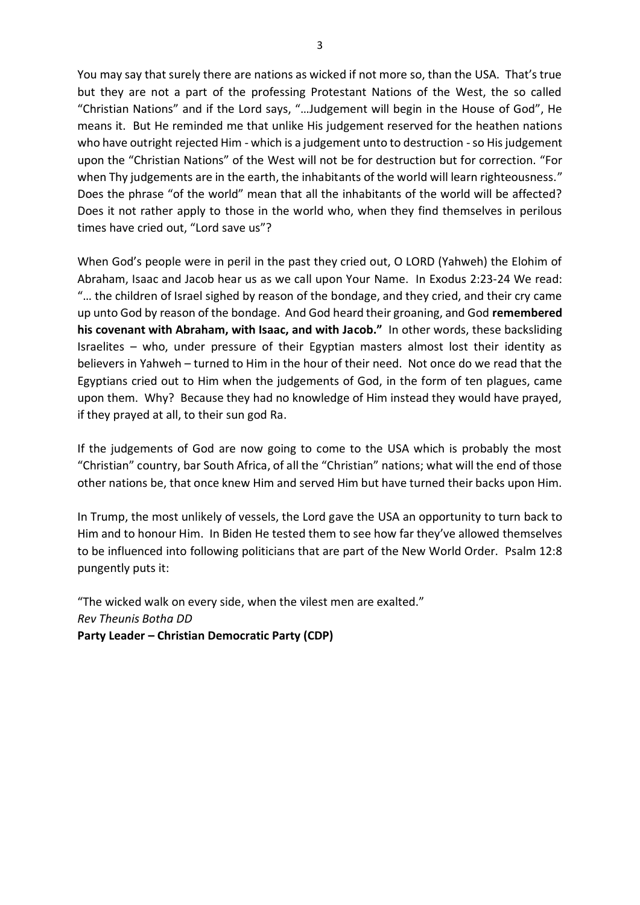You may say that surely there are nations as wicked if not more so, than the USA. That's true but they are not a part of the professing Protestant Nations of the West, the so called "Christian Nations" and if the Lord says, "…Judgement will begin in the House of God", He means it. But He reminded me that unlike His judgement reserved for the heathen nations who have outright rejected Him - which is a judgement unto to destruction - so His judgement upon the "Christian Nations" of the West will not be for destruction but for correction. "For when Thy judgements are in the earth, the inhabitants of the world will learn righteousness." Does the phrase "of the world" mean that all the inhabitants of the world will be affected? Does it not rather apply to those in the world who, when they find themselves in perilous times have cried out, "Lord save us"?

When God's people were in peril in the past they cried out, O LORD (Yahweh) the Elohim of Abraham, Isaac and Jacob hear us as we call upon Your Name. In Exodus 2:23-24 We read: "… the children of Israel sighed by reason of the bondage, and they cried, and their cry came up unto God by reason of the bondage. And God heard their groaning, and God **remembered his covenant with Abraham, with Isaac, and with Jacob."** In other words, these backsliding Israelites – who, under pressure of their Egyptian masters almost lost their identity as believers in Yahweh – turned to Him in the hour of their need. Not once do we read that the Egyptians cried out to Him when the judgements of God, in the form of ten plagues, came upon them. Why? Because they had no knowledge of Him instead they would have prayed, if they prayed at all, to their sun god Ra.

If the judgements of God are now going to come to the USA which is probably the most "Christian" country, bar South Africa, of all the "Christian" nations; what will the end of those other nations be, that once knew Him and served Him but have turned their backs upon Him.

In Trump, the most unlikely of vessels, the Lord gave the USA an opportunity to turn back to Him and to honour Him. In Biden He tested them to see how far they've allowed themselves to be influenced into following politicians that are part of the New World Order. Psalm 12:8 pungently puts it:

"The wicked walk on every side, when the vilest men are exalted."
*Rev Theunis Botha DD*
**Party Leader – Christian Democratic Party (CDP)**